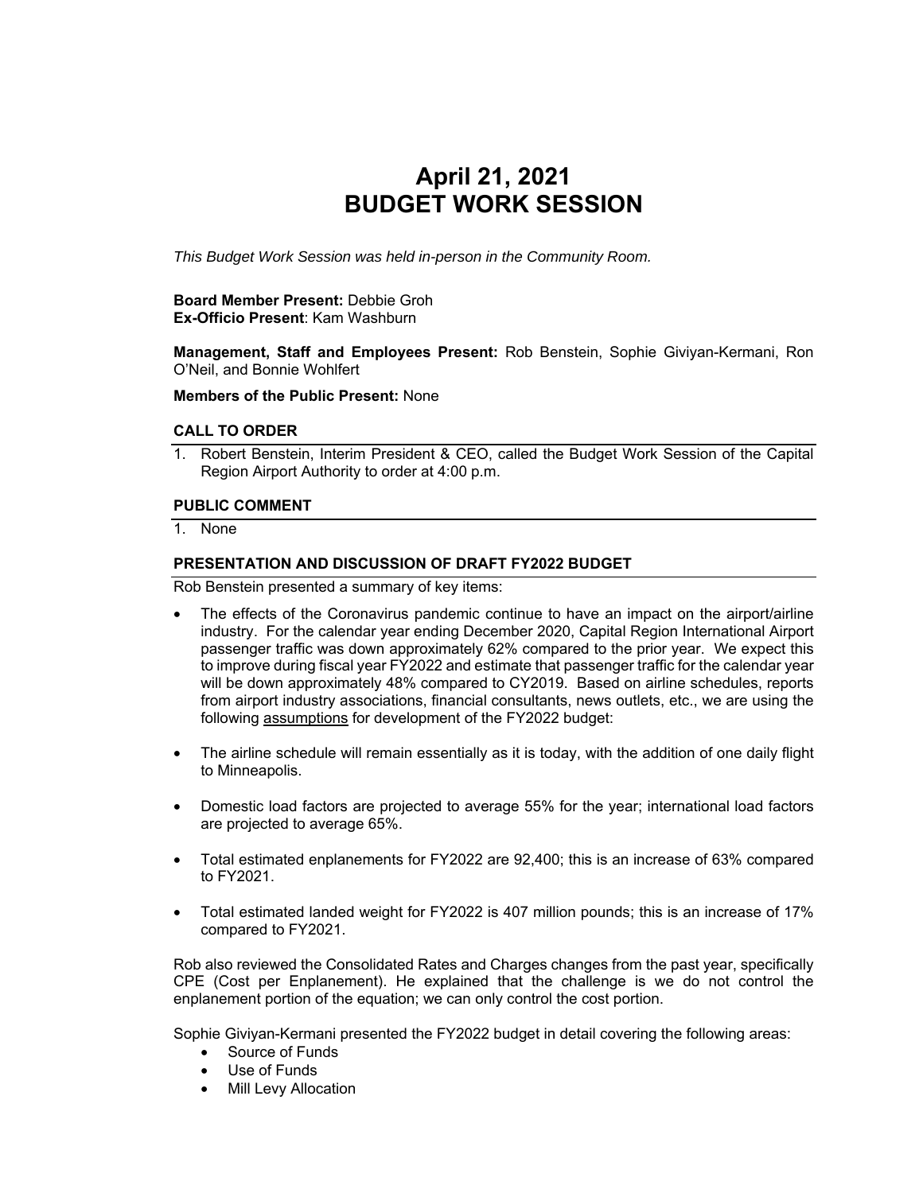# April 21, 2021
# BUDGET WORK SESSION

*This Budget Work Session was held in-person in the Community Room.*

**Board Member Present:** Debbie Groh
**Ex-Officio Present**: Kam Washburn

**Management, Staff and Employees Present:** Rob Benstein, Sophie Giviyan-Kermani, Ron O'Neil, and Bonnie Wohlfert

**Members of the Public Present:** None

### CALL TO ORDER

1. Robert Benstein, Interim President & CEO, called the Budget Work Session of the Capital Region Airport Authority to order at 4:00 p.m.

### PUBLIC COMMENT

1. None

### PRESENTATION AND DISCUSSION OF DRAFT FY2022 BUDGET

Rob Benstein presented a summary of key items:

- The effects of the Coronavirus pandemic continue to have an impact on the airport/airline industry. For the calendar year ending December 2020, Capital Region International Airport passenger traffic was down approximately 62% compared to the prior year. We expect this to improve during fiscal year FY2022 and estimate that passenger traffic for the calendar year will be down approximately 48% compared to CY2019. Based on airline schedules, reports from airport industry associations, financial consultants, news outlets, etc., we are using the following assumptions for development of the FY2022 budget:

- The airline schedule will remain essentially as it is today, with the addition of one daily flight to Minneapolis.

- Domestic load factors are projected to average 55% for the year; international load factors are projected to average 65%.

- Total estimated enplanements for FY2022 are 92,400; this is an increase of 63% compared to FY2021.

- Total estimated landed weight for FY2022 is 407 million pounds; this is an increase of 17% compared to FY2021.

Rob also reviewed the Consolidated Rates and Charges changes from the past year, specifically CPE (Cost per Enplanement). He explained that the challenge is we do not control the enplanement portion of the equation; we can only control the cost portion.

Sophie Giviyan-Kermani presented the FY2022 budget in detail covering the following areas:

- Source of Funds
- Use of Funds
- Mill Levy Allocation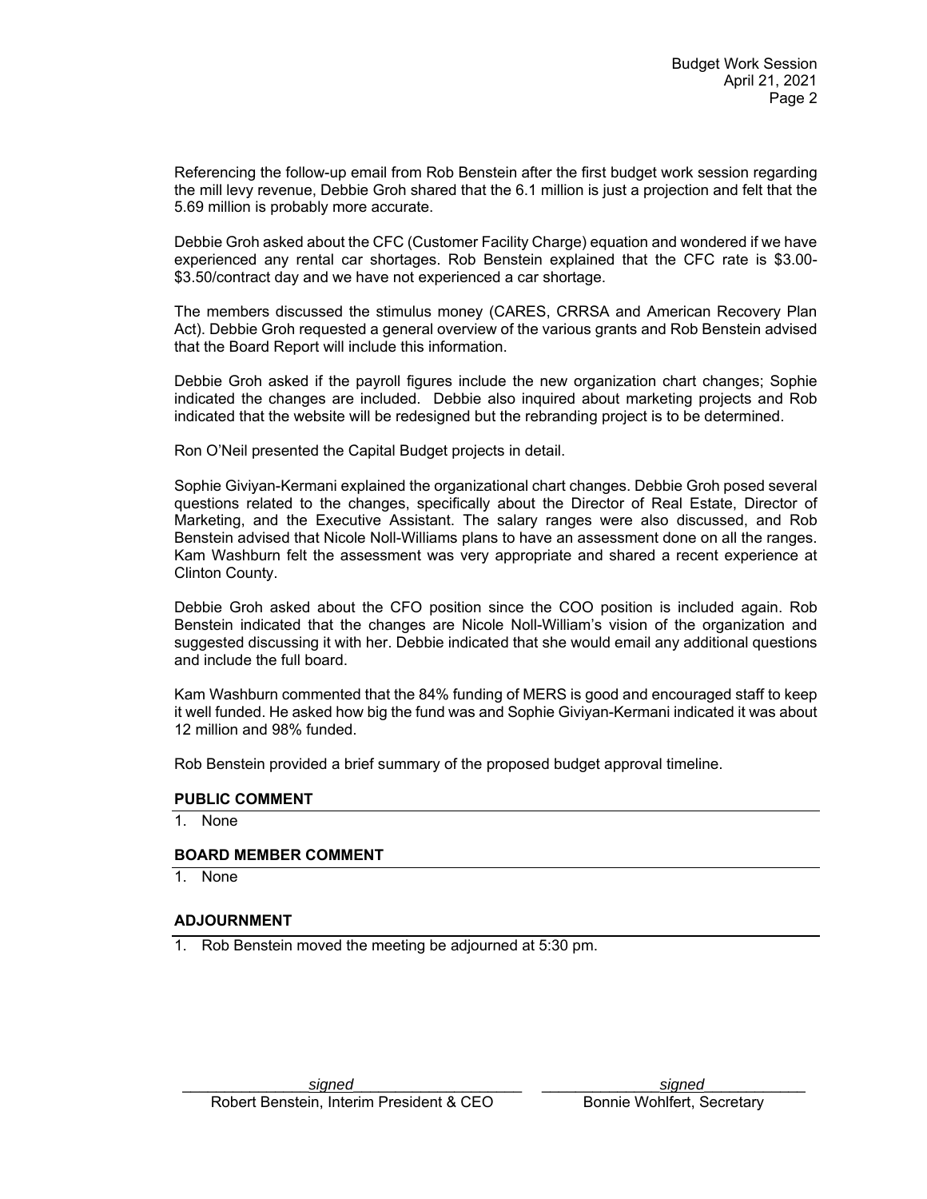Referencing the follow-up email from Rob Benstein after the first budget work session regarding the mill levy revenue, Debbie Groh shared that the 6.1 million is just a projection and felt that the 5.69 million is probably more accurate.

Debbie Groh asked about the CFC (Customer Facility Charge) equation and wondered if we have experienced any rental car shortages. Rob Benstein explained that the CFC rate is $3.00-$3.50/contract day and we have not experienced a car shortage.

The members discussed the stimulus money (CARES, CRRSA and American Recovery Plan Act). Debbie Groh requested a general overview of the various grants and Rob Benstein advised that the Board Report will include this information.

Debbie Groh asked if the payroll figures include the new organization chart changes; Sophie indicated the changes are included. Debbie also inquired about marketing projects and Rob indicated that the website will be redesigned but the rebranding project is to be determined.

Ron O'Neil presented the Capital Budget projects in detail.

Sophie Giviyan-Kermani explained the organizational chart changes. Debbie Groh posed several questions related to the changes, specifically about the Director of Real Estate, Director of Marketing, and the Executive Assistant. The salary ranges were also discussed, and Rob Benstein advised that Nicole Noll-Williams plans to have an assessment done on all the ranges. Kam Washburn felt the assessment was very appropriate and shared a recent experience at Clinton County.

Debbie Groh asked about the CFO position since the COO position is included again. Rob Benstein indicated that the changes are Nicole Noll-William's vision of the organization and suggested discussing it with her. Debbie indicated that she would email any additional questions and include the full board.

Kam Washburn commented that the 84% funding of MERS is good and encouraged staff to keep it well funded. He asked how big the fund was and Sophie Giviyan-Kermani indicated it was about 12 million and 98% funded.

Rob Benstein provided a brief summary of the proposed budget approval timeline.

**PUBLIC COMMENT**

1. None

**BOARD MEMBER COMMENT**

1. None

**ADJOURNMENT**

1. Rob Benstein moved the meeting be adjourned at 5:30 pm.

_signed_ — Robert Benstein, Interim President & CEO

_signed_ — Bonnie Wohlfert, Secretary